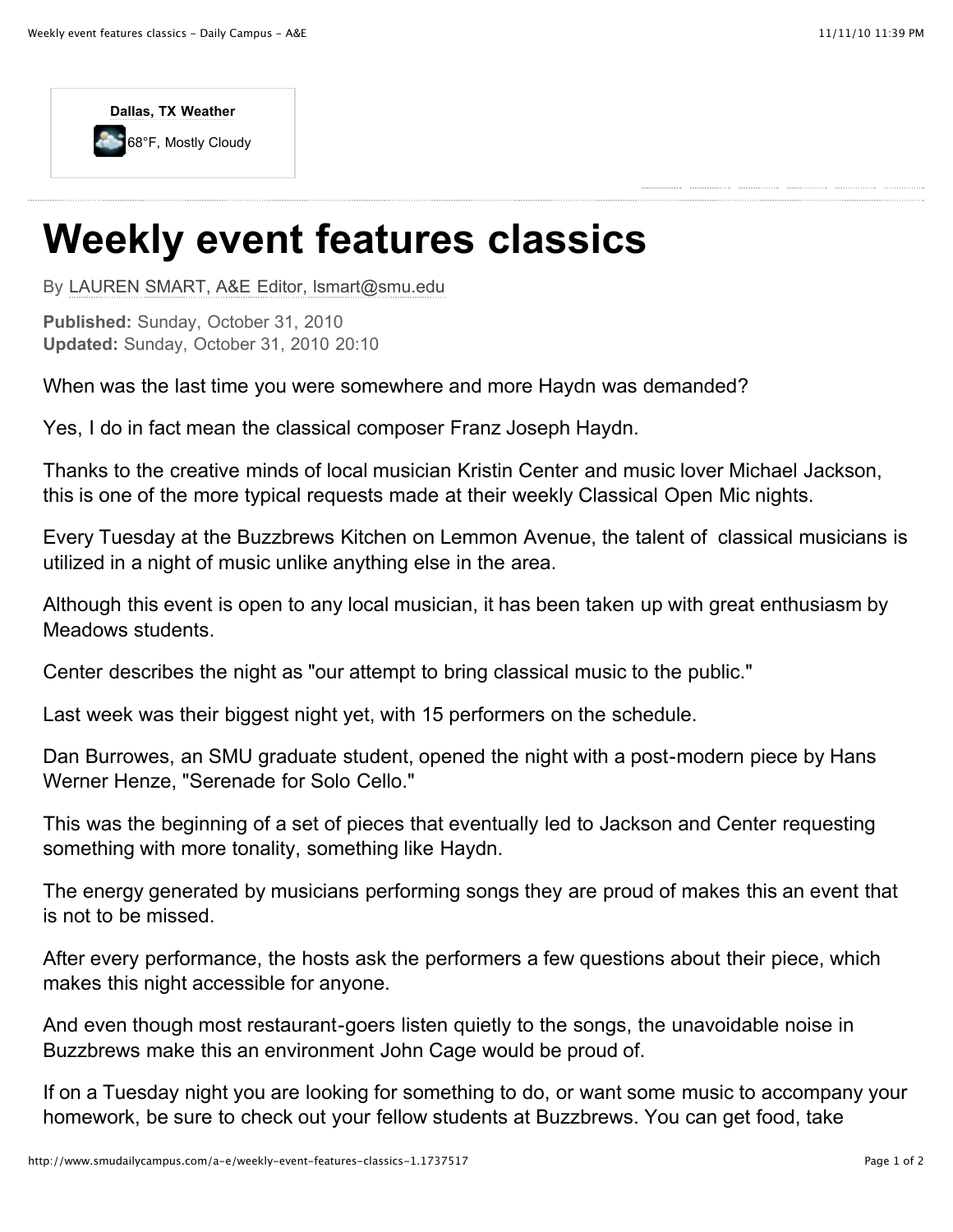Dallas, TX Weather

68°F, Mostly Cloudy

# Weekly event features classics

By LAUREN SMART, A&E Editor, lsmart@smu.edu

**Published:** Sunday, October 31, 2010
**Updated:** Sunday, October 31, 2010 20:10

When was the last time you were somewhere and more Haydn was demanded?

Yes, I do in fact mean the classical composer Franz Joseph Haydn.

Thanks to the creative minds of local musician Kristin Center and music lover Michael Jackson, this is one of the more typical requests made at their weekly Classical Open Mic nights.

Every Tuesday at the Buzzbrews Kitchen on Lemmon Avenue, the talent of classical musicians is utilized in a night of music unlike anything else in the area.

Although this event is open to any local musician, it has been taken up with great enthusiasm by Meadows students.

Center describes the night as "our attempt to bring classical music to the public."

Last week was their biggest night yet, with 15 performers on the schedule.

Dan Burrowes, an SMU graduate student, opened the night with a post-modern piece by Hans Werner Henze, "Serenade for Solo Cello."

This was the beginning of a set of pieces that eventually led to Jackson and Center requesting something with more tonality, something like Haydn.

The energy generated by musicians performing songs they are proud of makes this an event that is not to be missed.

After every performance, the hosts ask the performers a few questions about their piece, which makes this night accessible for anyone.

And even though most restaurant-goers listen quietly to the songs, the unavoidable noise in Buzzbrews make this an environment John Cage would be proud of.

If on a Tuesday night you are looking for something to do, or want some music to accompany your homework, be sure to check out your fellow students at Buzzbrews. You can get food, take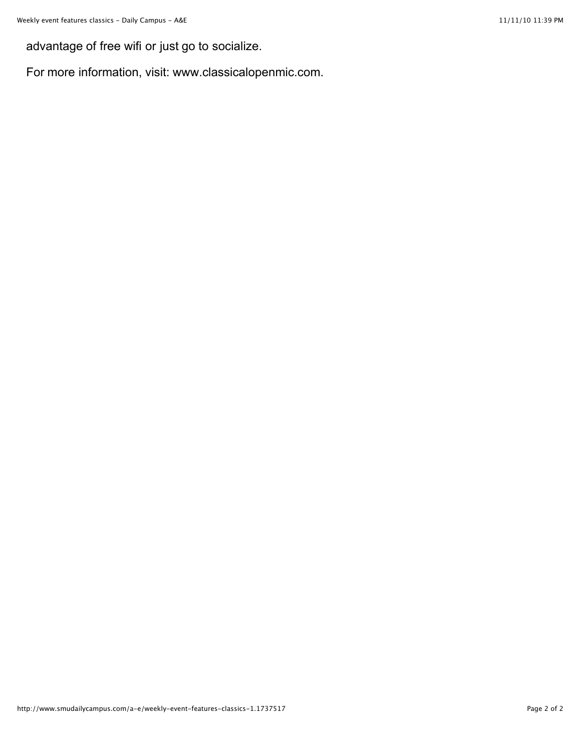advantage of free wifi or just go to socialize.

For more information, visit: www.classicalopenmic.com.